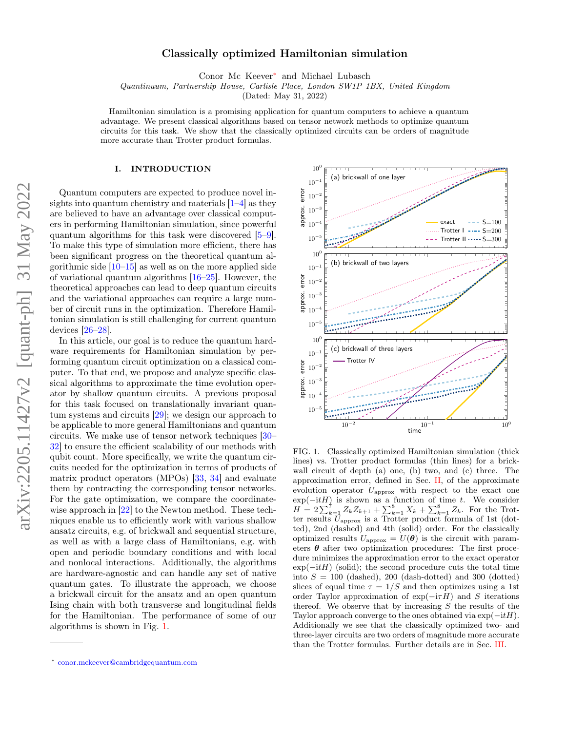# Classically optimized Hamiltonian simulation

Conor Mc Keever[*] and Michael Lubasch

*Quantinuum, Partnership House, Carlisle Place, London SW1P 1BX, United Kingdom*

(Dated: May 31, 2022)

Hamiltonian simulation is a promising application for quantum computers to achieve a quantum advantage. We present classical algorithms based on tensor network methods to optimize quantum circuits for this task. We show that the classically optimized circuits can be orders of magnitude more accurate than Trotter product formulas.

## I. INTRODUCTION

Quantum computers are expected to produce novel insights into quantum chemistry and materials [1–4] as they are believed to have an advantage over classical computers in performing Hamiltonian simulation, since powerful quantum algorithms for this task were discovered [5–9]. To make this type of simulation more efficient, there has been significant progress on the theoretical quantum algorithmic side [10–15] as well as on the more applied side of variational quantum algorithms [16–25]. However, the theoretical approaches can lead to deep quantum circuits and the variational approaches can require a large number of circuit runs in the optimization. Therefore Hamiltonian simulation is still challenging for current quantum devices [26–28].

In this article, our goal is to reduce the quantum hardware requirements for Hamiltonian simulation by performing quantum circuit optimization on a classical computer. To that end, we propose and analyze specific classical algorithms to approximate the time evolution operator by shallow quantum circuits. A previous proposal for this task focused on translationally invariant quantum systems and circuits [29]; we design our approach to be applicable to more general Hamiltonians and quantum circuits. We make use of tensor network techniques [30–32] to ensure the efficient scalability of our methods with qubit count. More specifically, we write the quantum circuits needed for the optimization in terms of products of matrix product operators (MPOs) [33, 34] and evaluate them by contracting the corresponding tensor networks. For the gate optimization, we compare the coordinate-wise approach in [22] to the Newton method. These techniques enable us to efficiently work with various shallow ansatz circuits, e.g. of brickwall and sequential structure, as well as with a large class of Hamiltonians, e.g. with open and periodic boundary conditions and with local and nonlocal interactions. Additionally, the algorithms are hardware-agnostic and can handle any set of native quantum gates. To illustrate the approach, we choose a brickwall circuit for the ansatz and an open quantum Ising chain with both transverse and longitudinal fields for the Hamiltonian. The performance of some of our algorithms is shown in Fig. 1.

FIG. 1. Classically optimized Hamiltonian simulation (thick lines) vs. Trotter product formulas (thin lines) for a brickwall circuit of depth (a) one, (b) two, and (c) three. The approximation error, defined in Sec. II, of the approximate evolution operator $U_{\text{approx}}$ with respect to the exact one $\exp(-\mathrm{i}tH)$ is shown as a function of time $t$. We consider $H = 2\sum_{k=1}^{7} Z_k Z_{k+1} + \sum_{k=1}^{8} X_k + \sum_{k=1}^{8} Z_k$. For the Trotter results $U_{\text{approx}}$ is a Trotter product formula of 1st (dotted), 2nd (dashed) and 4th (solid) order. For the classically optimized results $U_{\text{approx}} = U(\boldsymbol{\theta})$ is the circuit with parameters $\boldsymbol{\theta}$ after two optimization procedures: The first procedure minimizes the approximation error to the exact operator $\exp(-\mathrm{i}tH)$ (solid); the second procedure cuts the total time into $S = 100$ (dashed), 200 (dash-dotted) and 300 (dotted) slices of equal time $\tau = 1/S$ and then optimizes using a 1st order Taylor approximation of $\exp(-\mathrm{i}\tau H)$ and $S$ iterations thereof. We observe that by increasing $S$ the results of the Taylor approach converge to the ones obtained via $\exp(-\mathrm{i}tH)$. Additionally we see that the classically optimized two- and three-layer circuits are two orders of magnitude more accurate than the Trotter formulas. Further details are in Sec. III.

[*] conor.mckeever@cambridgequantum.com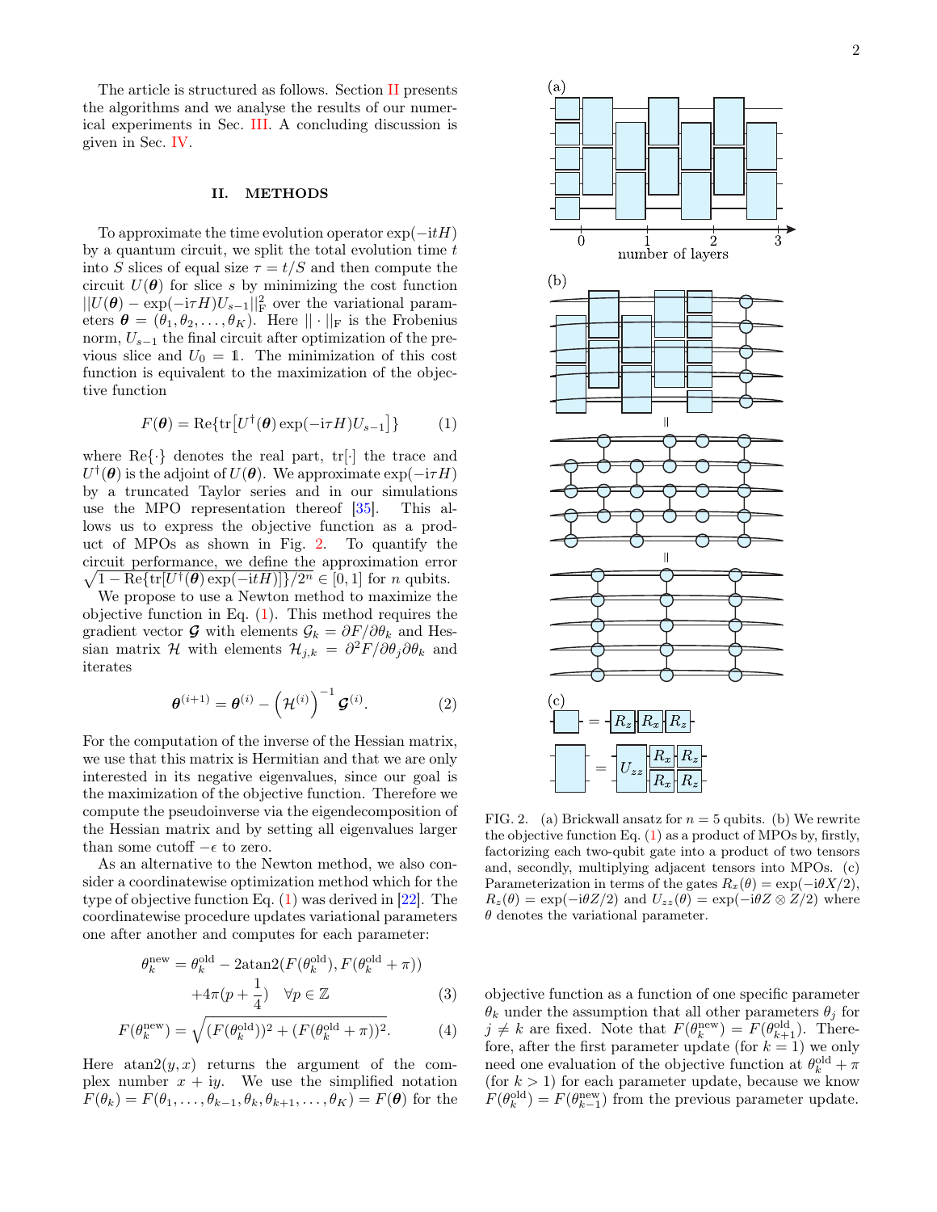The article is structured as follows. Section II presents the algorithms and we analyse the results of our numerical experiments in Sec. III. A concluding discussion is given in Sec. IV.

## II. METHODS

To approximate the time evolution operator $\exp(-\mathrm{i}tH)$ by a quantum circuit, we split the total evolution time $t$ into $S$ slices of equal size $\tau = t/S$ and then compute the circuit $U(\boldsymbol{\theta})$ for slice $s$ by minimizing the cost function $||U(\boldsymbol{\theta}) - \exp(-\mathrm{i}\tau H)U_{s-1}||_{\mathrm{F}}^2$ over the variational parameters $\boldsymbol{\theta} = (\theta_1, \theta_2, \ldots, \theta_K)$. Here $||\cdot||_{\mathrm{F}}$ is the Frobenius norm, $U_{s-1}$ the final circuit after optimization of the previous slice and $U_0 = \mathbb{1}$. The minimization of this cost function is equivalent to the maximization of the objective function

$$F(\boldsymbol{\theta}) = \mathrm{Re}\{\mathrm{tr}\big[U^\dagger(\boldsymbol{\theta})\exp(-\mathrm{i}\tau H)U_{s-1}\big]\} \tag{1}$$

where $\mathrm{Re}\{\cdot\}$ denotes the real part, $\mathrm{tr}[\cdot]$ the trace and $U^\dagger(\boldsymbol{\theta})$ is the adjoint of $U(\boldsymbol{\theta})$. We approximate $\exp(-\mathrm{i}\tau H)$ by a truncated Taylor series and in our simulations use the MPO representation thereof [35]. This allows us to express the objective function as a product of MPOs as shown in Fig. 2. To quantify the circuit performance, we define the approximation error $\sqrt{1 - \mathrm{Re}\{\mathrm{tr}[U^\dagger(\boldsymbol{\theta})\exp(-\mathrm{i}tH)]\}/2^n} \in [0,1]$ for $n$ qubits.

We propose to use a Newton method to maximize the objective function in Eq. (1). This method requires the gradient vector $\boldsymbol{\mathcal{G}}$ with elements $\mathcal{G}_k = \partial F/\partial\theta_k$ and Hessian matrix $\mathcal{H}$ with elements $\mathcal{H}_{j,k} = \partial^2 F/\partial\theta_j\partial\theta_k$ and iterates

$$\boldsymbol{\theta}^{(i+1)} = \boldsymbol{\theta}^{(i)} - \left(\mathcal{H}^{(i)}\right)^{-1}\boldsymbol{\mathcal{G}}^{(i)}. \tag{2}$$

For the computation of the inverse of the Hessian matrix, we use that this matrix is Hermitian and that we are only interested in its negative eigenvalues, since our goal is the maximization of the objective function. Therefore we compute the pseudoinverse via the eigendecomposition of the Hessian matrix and by setting all eigenvalues larger than some cutoff $-\epsilon$ to zero.

As an alternative to the Newton method, we also consider a coordinatewise optimization method which for the type of objective function Eq. (1) was derived in [22]. The coordinatewise procedure updates variational parameters one after another and computes for each parameter:

$$\theta_k^{\mathrm{new}} = \theta_k^{\mathrm{old}} - 2\mathrm{atan2}(F(\theta_k^{\mathrm{old}}), F(\theta_k^{\mathrm{old}} + \pi)) + 4\pi(p + \frac{1}{4}) \quad \forall p \in \mathbb{Z} \tag{3}$$

$$F(\theta_k^{\mathrm{new}}) = \sqrt{(F(\theta_k^{\mathrm{old}}))^2 + (F(\theta_k^{\mathrm{old}} + \pi))^2}. \tag{4}$$

Here $\mathrm{atan2}(y, x)$ returns the argument of the complex number $x + \mathrm{i}y$. We use the simplified notation $F(\theta_k) = F(\theta_1, \ldots, \theta_{k-1}, \theta_k, \theta_{k+1}, \ldots, \theta_K) = F(\boldsymbol{\theta})$ for the objective function as a function of one specific parameter $\theta_k$ under the assumption that all other parameters $\theta_j$ for $j \neq k$ are fixed. Note that $F(\theta_k^{\mathrm{new}}) = F(\theta_{k+1}^{\mathrm{old}})$. Therefore, after the first parameter update (for $k = 1$) we only need one evaluation of the objective function at $\theta_k^{\mathrm{old}} + \pi$ (for $k > 1$) for each parameter update, because we know $F(\theta_k^{\mathrm{old}}) = F(\theta_{k-1}^{\mathrm{new}})$ from the previous parameter update.

FIG. 2. (a) Brickwall ansatz for $n = 5$ qubits. (b) We rewrite the objective function Eq. (1) as a product of MPOs by, firstly, factorizing each two-qubit gate into a product of two tensors and, secondly, multiplying adjacent tensors into MPOs. (c) Parameterization in terms of the gates $R_x(\theta) = \exp(-\mathrm{i}\theta X/2)$, $R_z(\theta) = \exp(-\mathrm{i}\theta Z/2)$ and $U_{zz}(\theta) = \exp(-\mathrm{i}\theta Z \otimes Z/2)$ where $\theta$ denotes the variational parameter.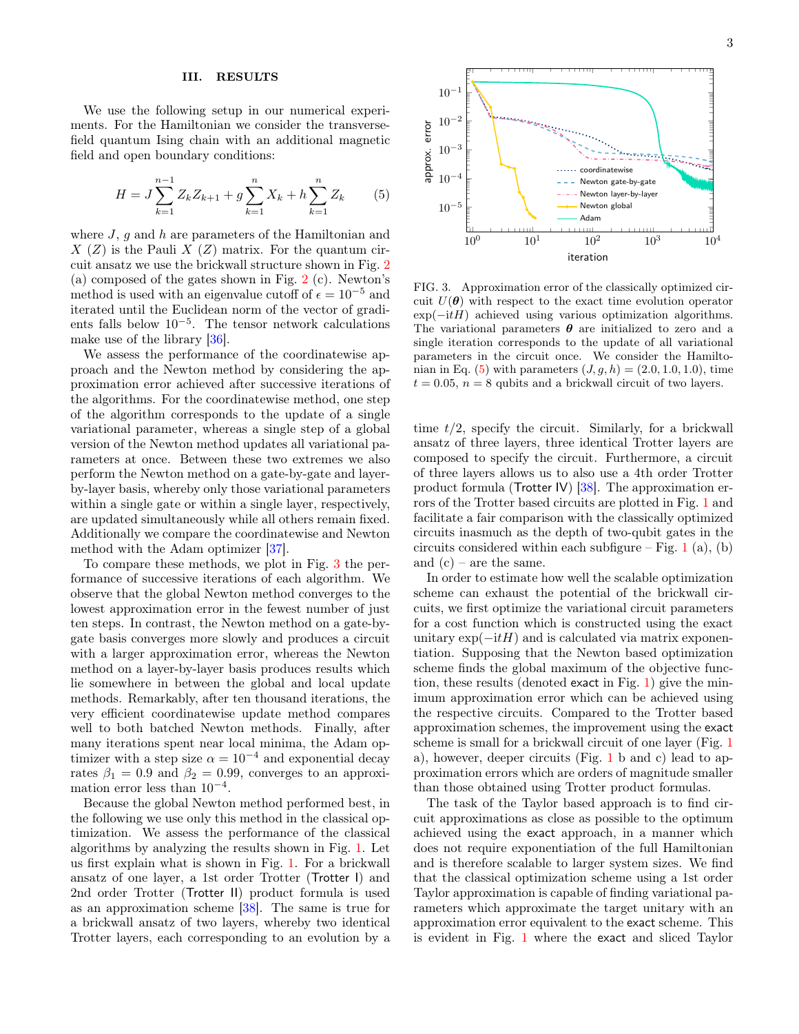## III. RESULTS

We use the following setup in our numerical experiments. For the Hamiltonian we consider the transverse-field quantum Ising chain with an additional magnetic field and open boundary conditions:

$$H = J\sum_{k=1}^{n-1} Z_k Z_{k+1} + g\sum_{k=1}^{n} X_k + h\sum_{k=1}^{n} Z_k \tag{5}$$

where $J$, $g$ and $h$ are parameters of the Hamiltonian and $X$ ($Z$) is the Pauli $X$ ($Z$) matrix. For the quantum circuit ansatz we use the brickwall structure shown in Fig. 2 (a) composed of the gates shown in Fig. 2 (c). Newton's method is used with an eigenvalue cutoff of $\epsilon = 10^{-5}$ and iterated until the Euclidean norm of the vector of gradients falls below $10^{-5}$. The tensor network calculations make use of the library [36].

We assess the performance of the coordinatewise approach and the Newton method by considering the approximation error achieved after successive iterations of the algorithms. For the coordinatewise method, one step of the algorithm corresponds to the update of a single variational parameter, whereas a single step of a global version of the Newton method updates all variational parameters at once. Between these two extremes we also perform the Newton method on a gate-by-gate and layer-by-layer basis, whereby only those variational parameters within a single gate or within a single layer, respectively, are updated simultaneously while all others remain fixed. Additionally we compare the coordinatewise and Newton method with the Adam optimizer [37].

To compare these methods, we plot in Fig. 3 the performance of successive iterations of each algorithm. We observe that the global Newton method converges to the lowest approximation error in the fewest number of just ten steps. In contrast, the Newton method on a gate-by-gate basis converges more slowly and produces a circuit with a larger approximation error, whereas the Newton method on a layer-by-layer basis produces results which lie somewhere in between the global and local update methods. Remarkably, after ten thousand iterations, the very efficient coordinatewise update method compares well to both batched Newton methods. Finally, after many iterations spent near local minima, the Adam optimizer with a step size $\alpha = 10^{-4}$ and exponential decay rates $\beta_1 = 0.9$ and $\beta_2 = 0.99$, converges to an approximation error less than $10^{-4}$.

Because the global Newton method performed best, in the following we use only this method in the classical optimization. We assess the performance of the classical algorithms by analyzing the results shown in Fig. 1. Let us first explain what is shown in Fig. 1. For a brickwall ansatz of one layer, a 1st order Trotter (Trotter I) and 2nd order Trotter (Trotter II) product formula is used as an approximation scheme [38]. The same is true for a brickwall ansatz of two layers, whereby two identical Trotter layers, each corresponding to an evolution by a time $t/2$, specify the circuit. Similarly, for a brickwall ansatz of three layers, three identical Trotter layers are composed to specify the circuit. Furthermore, a circuit of three layers allows us to also use a 4th order Trotter product formula (Trotter IV) [38]. The approximation errors of the Trotter based circuits are plotted in Fig. 1 and facilitate a fair comparison with the classically optimized circuits inasmuch as the depth of two-qubit gates in the circuits considered within each subfigure – Fig. 1 (a), (b) and (c) – are the same.

FIG. 3. Approximation error of the classically optimized circuit $U(\boldsymbol{\theta})$ with respect to the exact time evolution operator $\exp(-\mathrm{i}tH)$ achieved using various optimization algorithms. The variational parameters $\boldsymbol{\theta}$ are initialized to zero and a single iteration corresponds to the update of all variational parameters in the circuit once. We consider the Hamiltonian in Eq. (5) with parameters $(J, g, h) = (2.0, 1.0, 1.0)$, time $t = 0.05$, $n = 8$ qubits and a brickwall circuit of two layers.

In order to estimate how well the scalable optimization scheme can exhaust the potential of the brickwall circuits, we first optimize the variational circuit parameters for a cost function which is constructed using the exact unitary $\exp(-\mathrm{i}tH)$ and is calculated via matrix exponentiation. Supposing that the Newton based optimization scheme finds the global maximum of the objective function, these results (denoted exact in Fig. 1) give the minimum approximation error which can be achieved using the respective circuits. Compared to the Trotter based approximation schemes, the improvement using the exact scheme is small for a brickwall circuit of one layer (Fig. 1 a), however, deeper circuits (Fig. 1 b and c) lead to approximation errors which are orders of magnitude smaller than those obtained using Trotter product formulas.

The task of the Taylor based approach is to find circuit approximations as close as possible to the optimum achieved using the exact approach, in a manner which does not require exponentiation of the full Hamiltonian and is therefore scalable to larger system sizes. We find that the classical optimization scheme using a 1st order Taylor approximation is capable of finding variational parameters which approximate the target unitary with an approximation error equivalent to the exact scheme. This is evident in Fig. 1 where the exact and sliced Taylor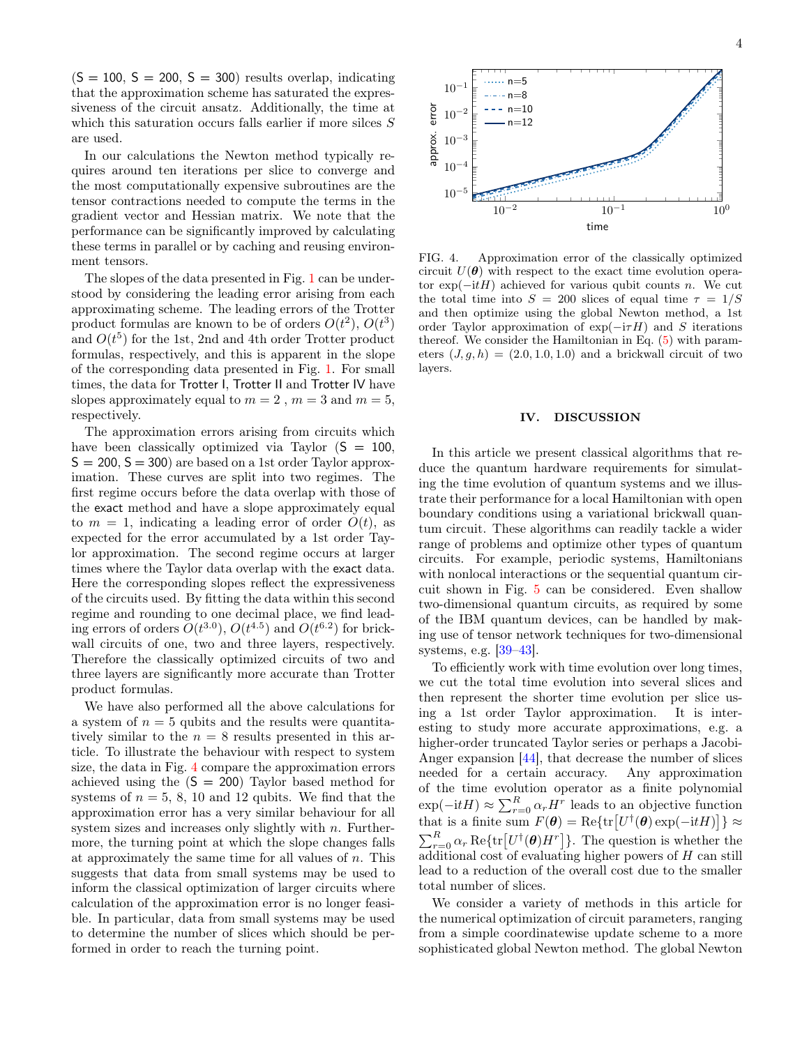(S = 100, S = 200, S = 300) results overlap, indicating that the approximation scheme has saturated the expressiveness of the circuit ansatz. Additionally, the time at which this saturation occurs falls earlier if more silces $S$ are used.

In our calculations the Newton method typically requires around ten iterations per slice to converge and the most computationally expensive subroutines are the tensor contractions needed to compute the terms in the gradient vector and Hessian matrix. We note that the performance can be significantly improved by calculating these terms in parallel or by caching and reusing environment tensors.

The slopes of the data presented in Fig. 1 can be understood by considering the leading error arising from each approximating scheme. The leading errors of the Trotter product formulas are known to be of orders $O(t^2)$, $O(t^3)$ and $O(t^5)$ for the 1st, 2nd and 4th order Trotter product formulas, respectively, and this is apparent in the slope of the corresponding data presented in Fig. 1. For small times, the data for Trotter I, Trotter II and Trotter IV have slopes approximately equal to $m = 2$ , $m = 3$ and $m = 5$, respectively.

The approximation errors arising from circuits which have been classically optimized via Taylor (S = 100, S = 200, S = 300) are based on a 1st order Taylor approximation. These curves are split into two regimes. The first regime occurs before the data overlap with those of the exact method and have a slope approximately equal to $m = 1$, indicating a leading error of order $O(t)$, as expected for the error accumulated by a 1st order Taylor approximation. The second regime occurs at larger times where the Taylor data overlap with the exact data. Here the corresponding slopes reflect the expressiveness of the circuits used. By fitting the data within this second regime and rounding to one decimal place, we find leading errors of orders $O(t^{3.0})$, $O(t^{4.5})$ and $O(t^{6.2})$ for brickwall circuits of one, two and three layers, respectively. Therefore the classically optimized circuits of two and three layers are significantly more accurate than Trotter product formulas.

We have also performed all the above calculations for a system of $n = 5$ qubits and the results were quantitatively similar to the $n = 8$ results presented in this article. To illustrate the behaviour with respect to system size, the data in Fig. 4 compare the approximation errors achieved using the (S = 200) Taylor based method for systems of $n = 5$, 8, 10 and 12 qubits. We find that the approximation error has a very similar behaviour for all system sizes and increases only slightly with $n$. Furthermore, the turning point at which the slope changes falls at approximately the same time for all values of $n$. This suggests that data from small systems may be used to inform the classical optimization of larger circuits where calculation of the approximation error is no longer feasible. In particular, data from small systems may be used to determine the number of slices which should be performed in order to reach the turning point.

FIG. 4. Approximation error of the classically optimized circuit $U(\boldsymbol{\theta})$ with respect to the exact time evolution operator $\exp(-\mathrm{i}tH)$ achieved for various qubit counts $n$. We cut the total time into $S = 200$ slices of equal time $\tau = 1/S$ and then optimize using the global Newton method, a 1st order Taylor approximation of $\exp(-\mathrm{i}\tau H)$ and $S$ iterations thereof. We consider the Hamiltonian in Eq. (5) with parameters $(J, g, h) = (2.0, 1.0, 1.0)$ and a brickwall circuit of two layers.

## IV. DISCUSSION

In this article we present classical algorithms that reduce the quantum hardware requirements for simulating the time evolution of quantum systems and we illustrate their performance for a local Hamiltonian with open boundary conditions using a variational brickwall quantum circuit. These algorithms can readily tackle a wider range of problems and optimize other types of quantum circuits. For example, periodic systems, Hamiltonians with nonlocal interactions or the sequential quantum circuit shown in Fig. 5 can be considered. Even shallow two-dimensional quantum circuits, as required by some of the IBM quantum devices, can be handled by making use of tensor network techniques for two-dimensional systems, e.g. [39–43].

To efficiently work with time evolution over long times, we cut the total time evolution into several slices and then represent the shorter time evolution per slice using a 1st order Taylor approximation. It is interesting to study more accurate approximations, e.g. a higher-order truncated Taylor series or perhaps a Jacobi-Anger expansion [44], that decrease the number of slices needed for a certain accuracy. Any approximation of the time evolution operator as a finite polynomial $\exp(-\mathrm{i}tH) \approx \sum_{r=0}^{R} \alpha_r H^r$ leads to an objective function that is a finite sum $F(\boldsymbol{\theta}) = \mathrm{Re}\{\mathrm{tr}[U^\dagger(\boldsymbol{\theta}) \exp(-\mathrm{i}tH)]\} \approx \sum_{r=0}^{R} \alpha_r \mathrm{Re}\{\mathrm{tr}[U^\dagger(\boldsymbol{\theta}) H^r]\}$. The question is whether the additional cost of evaluating higher powers of $H$ can still lead to a reduction of the overall cost due to the smaller total number of slices.

We consider a variety of methods in this article for the numerical optimization of circuit parameters, ranging from a simple coordinatewise update scheme to a more sophisticated global Newton method. The global Newton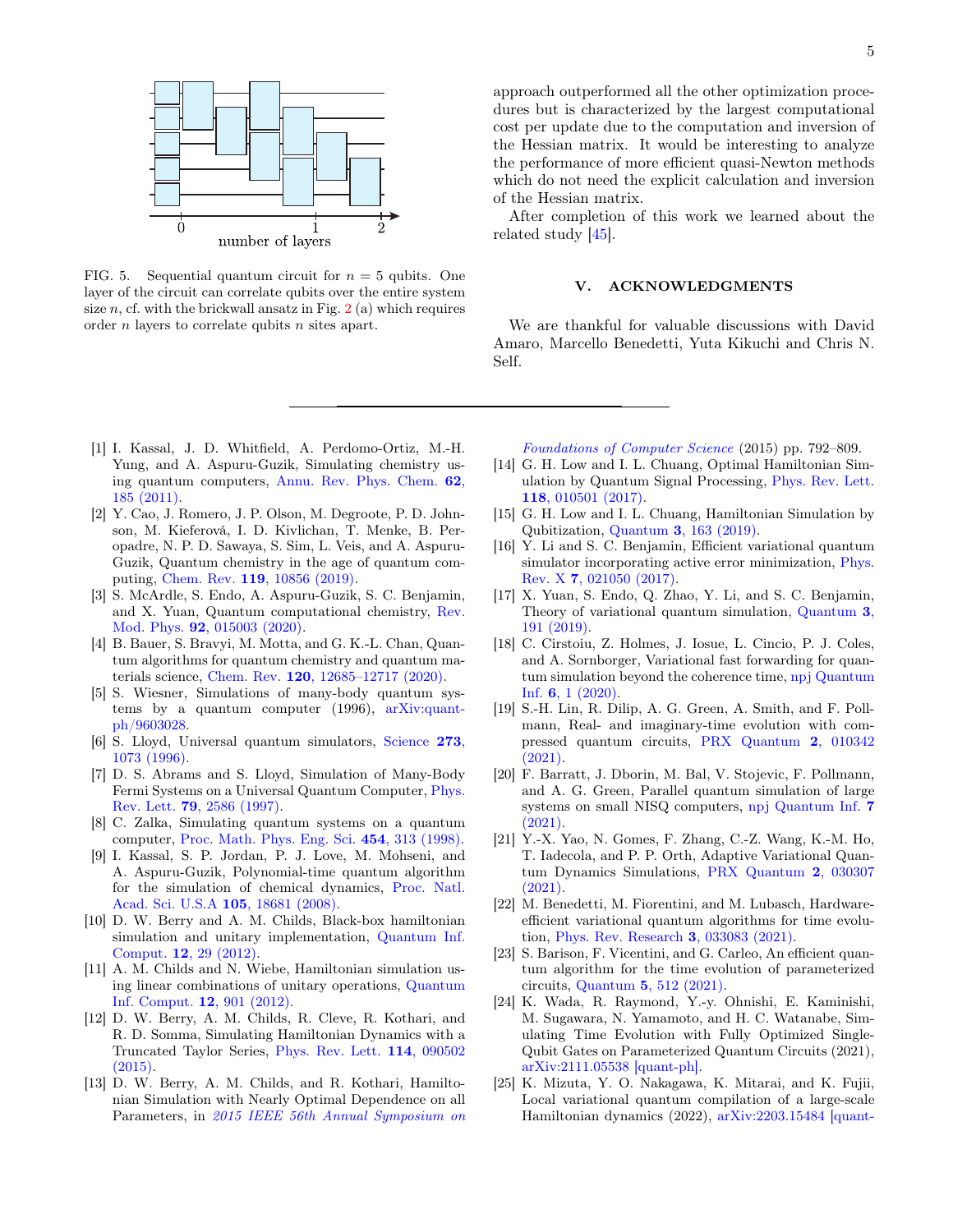FIG. 5. Sequential quantum circuit for $n = 5$ qubits. One layer of the circuit can correlate qubits over the entire system size $n$, cf. with the brickwall ansatz in Fig. 2 (a) which requires order $n$ layers to correlate qubits $n$ sites apart.

approach outperformed all the other optimization procedures but is characterized by the largest computational cost per update due to the computation and inversion of the Hessian matrix. It would be interesting to analyze the performance of more efficient quasi-Newton methods which do not need the explicit calculation and inversion of the Hessian matrix.

After completion of this work we learned about the related study [45].

## V. ACKNOWLEDGMENTS

We are thankful for valuable discussions with David Amaro, Marcello Benedetti, Yuta Kikuchi and Chris N. Self.

---

[1] I. Kassal, J. D. Whitfield, A. Perdomo-Ortiz, M.-H. Yung, and A. Aspuru-Guzik, Simulating chemistry using quantum computers, Annu. Rev. Phys. Chem. **62**, 185 (2011).

[2] Y. Cao, J. Romero, J. P. Olson, M. Degroote, P. D. Johnson, M. Kieferová, I. D. Kivlichan, T. Menke, B. Peropadre, N. P. D. Sawaya, S. Sim, L. Veis, and A. Aspuru-Guzik, Quantum chemistry in the age of quantum computing, Chem. Rev. **119**, 10856 (2019).

[3] S. McArdle, S. Endo, A. Aspuru-Guzik, S. C. Benjamin, and X. Yuan, Quantum computational chemistry, Rev. Mod. Phys. **92**, 015003 (2020).

[4] B. Bauer, S. Bravyi, M. Motta, and G. K.-L. Chan, Quantum algorithms for quantum chemistry and quantum materials science, Chem. Rev. **120**, 12685–12717 (2020).

[5] S. Wiesner, Simulations of many-body quantum systems by a quantum computer (1996), arXiv:quant-ph/9603028.

[6] S. Lloyd, Universal quantum simulators, Science **273**, 1073 (1996).

[7] D. S. Abrams and S. Lloyd, Simulation of Many-Body Fermi Systems on a Universal Quantum Computer, Phys. Rev. Lett. **79**, 2586 (1997).

[8] C. Zalka, Simulating quantum systems on a quantum computer, Proc. Math. Phys. Eng. Sci. **454**, 313 (1998).

[9] I. Kassal, S. P. Jordan, P. J. Love, M. Mohseni, and A. Aspuru-Guzik, Polynomial-time quantum algorithm for the simulation of chemical dynamics, Proc. Natl. Acad. Sci. U.S.A **105**, 18681 (2008).

[10] D. W. Berry and A. M. Childs, Black-box hamiltonian simulation and unitary implementation, Quantum Inf. Comput. **12**, 29 (2012).

[11] A. M. Childs and N. Wiebe, Hamiltonian simulation using linear combinations of unitary operations, Quantum Inf. Comput. **12**, 901 (2012).

[12] D. W. Berry, A. M. Childs, R. Cleve, R. Kothari, and R. D. Somma, Simulating Hamiltonian Dynamics with a Truncated Taylor Series, Phys. Rev. Lett. **114**, 090502 (2015).

[13] D. W. Berry, A. M. Childs, and R. Kothari, Hamiltonian Simulation with Nearly Optimal Dependence on all Parameters, in *2015 IEEE 56th Annual Symposium on Foundations of Computer Science* (2015) pp. 792–809.

[14] G. H. Low and I. L. Chuang, Optimal Hamiltonian Simulation by Quantum Signal Processing, Phys. Rev. Lett. **118**, 010501 (2017).

[15] G. H. Low and I. L. Chuang, Hamiltonian Simulation by Qubitization, Quantum **3**, 163 (2019).

[16] Y. Li and S. C. Benjamin, Efficient variational quantum simulator incorporating active error minimization, Phys. Rev. X **7**, 021050 (2017).

[17] X. Yuan, S. Endo, Q. Zhao, Y. Li, and S. C. Benjamin, Theory of variational quantum simulation, Quantum **3**, 191 (2019).

[18] C. Cirstoiu, Z. Holmes, J. Iosue, L. Cincio, P. J. Coles, and A. Sornborger, Variational fast forwarding for quantum simulation beyond the coherence time, npj Quantum Inf. **6**, 1 (2020).

[19] S.-H. Lin, R. Dilip, A. G. Green, A. Smith, and F. Pollmann, Real- and imaginary-time evolution with compressed quantum circuits, PRX Quantum **2**, 010342 (2021).

[20] F. Barratt, J. Dborin, M. Bal, V. Stojevic, F. Pollmann, and A. G. Green, Parallel quantum simulation of large systems on small NISQ computers, npj Quantum Inf. **7** (2021).

[21] Y.-X. Yao, N. Gomes, F. Zhang, C.-Z. Wang, K.-M. Ho, T. Iadecola, and P. P. Orth, Adaptive Variational Quantum Dynamics Simulations, PRX Quantum **2**, 030307 (2021).

[22] M. Benedetti, M. Fiorentini, and M. Lubasch, Hardware-efficient variational quantum algorithms for time evolution, Phys. Rev. Research **3**, 033083 (2021).

[23] S. Barison, F. Vicentini, and G. Carleo, An efficient quantum algorithm for the time evolution of parameterized circuits, Quantum **5**, 512 (2021).

[24] K. Wada, R. Raymond, Y.-y. Ohnishi, E. Kaminishi, M. Sugawara, N. Yamamoto, and H. C. Watanabe, Simulating Time Evolution with Fully Optimized Single-Qubit Gates on Parameterized Quantum Circuits (2021), arXiv:2111.05538 [quant-ph].

[25] K. Mizuta, Y. O. Nakagawa, K. Mitarai, and K. Fujii, Local variational quantum compilation of a large-scale Hamiltonian dynamics (2022), arXiv:2203.15484 [quant-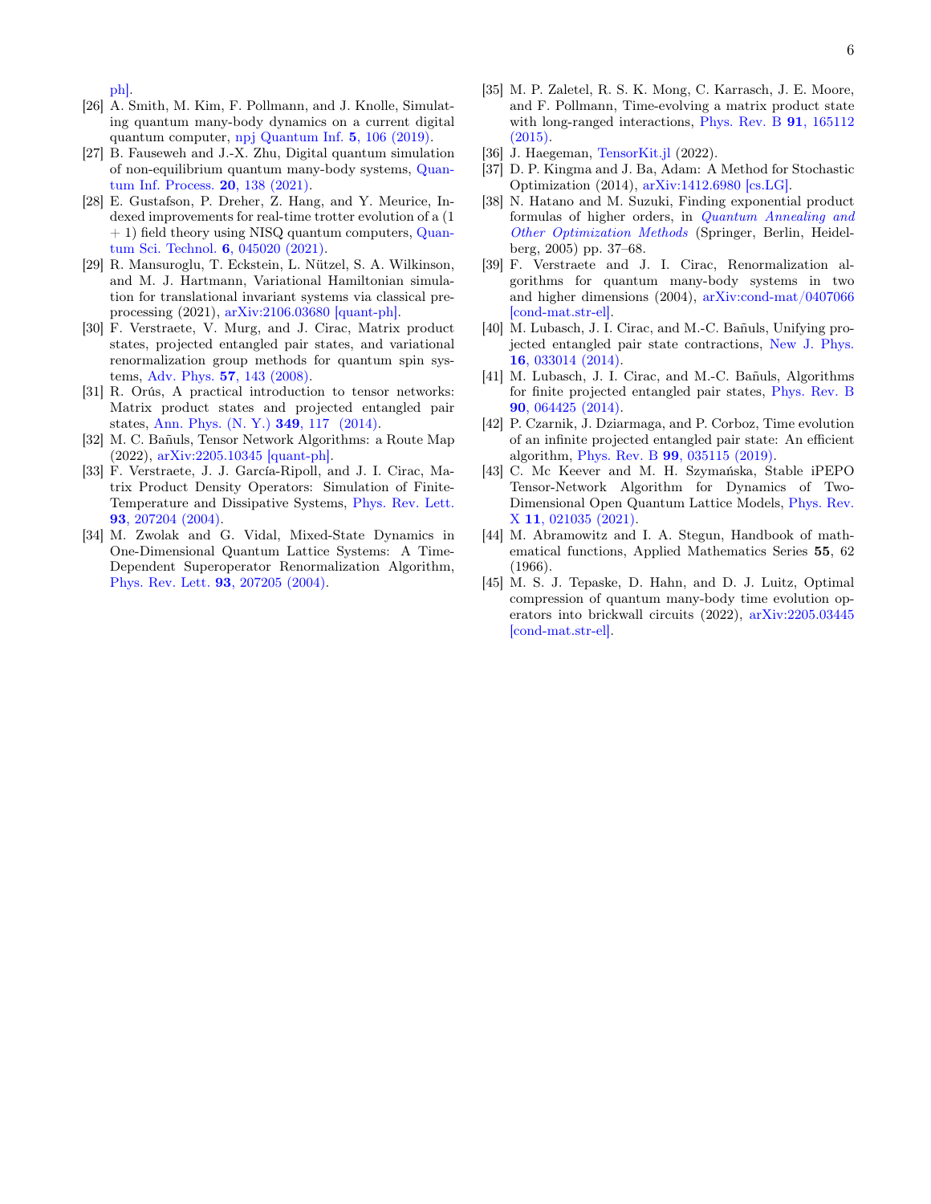ph].

[26] A. Smith, M. Kim, F. Pollmann, and J. Knolle, Simulating quantum many-body dynamics on a current digital quantum computer, npj Quantum Inf. **5**, 106 (2019).

[27] B. Fauseweh and J.-X. Zhu, Digital quantum simulation of non-equilibrium quantum many-body systems, Quantum Inf. Process. **20**, 138 (2021).

[28] E. Gustafson, P. Dreher, Z. Hang, and Y. Meurice, Indexed improvements for real-time trotter evolution of a (1 + 1) field theory using NISQ quantum computers, Quantum Sci. Technol. **6**, 045020 (2021).

[29] R. Mansuroglu, T. Eckstein, L. Nützel, S. A. Wilkinson, and M. J. Hartmann, Variational Hamiltonian simulation for translational invariant systems via classical pre-processing (2021), arXiv:2106.03680 [quant-ph].

[30] F. Verstraete, V. Murg, and J. Cirac, Matrix product states, projected entangled pair states, and variational renormalization group methods for quantum spin systems, Adv. Phys. **57**, 143 (2008).

[31] R. Orús, A practical introduction to tensor networks: Matrix product states and projected entangled pair states, Ann. Phys. (N. Y.) **349**, 117 (2014).

[32] M. C. Bañuls, Tensor Network Algorithms: a Route Map (2022), arXiv:2205.10345 [quant-ph].

[33] F. Verstraete, J. J. García-Ripoll, and J. I. Cirac, Matrix Product Density Operators: Simulation of Finite-Temperature and Dissipative Systems, Phys. Rev. Lett. **93**, 207204 (2004).

[34] M. Zwolak and G. Vidal, Mixed-State Dynamics in One-Dimensional Quantum Lattice Systems: A Time-Dependent Superoperator Renormalization Algorithm, Phys. Rev. Lett. **93**, 207205 (2004).

[35] M. P. Zaletel, R. S. K. Mong, C. Karrasch, J. E. Moore, and F. Pollmann, Time-evolving a matrix product state with long-ranged interactions, Phys. Rev. B **91**, 165112 (2015).

[36] J. Haegeman, TensorKit.jl (2022).

[37] D. P. Kingma and J. Ba, Adam: A Method for Stochastic Optimization (2014), arXiv:1412.6980 [cs.LG].

[38] N. Hatano and M. Suzuki, Finding exponential product formulas of higher orders, in *Quantum Annealing and Other Optimization Methods* (Springer, Berlin, Heidelberg, 2005) pp. 37–68.

[39] F. Verstraete and J. I. Cirac, Renormalization algorithms for quantum many-body systems in two and higher dimensions (2004), arXiv:cond-mat/0407066 [cond-mat.str-el].

[40] M. Lubasch, J. I. Cirac, and M.-C. Bañuls, Unifying projected entangled pair state contractions, New J. Phys. **16**, 033014 (2014).

[41] M. Lubasch, J. I. Cirac, and M.-C. Bañuls, Algorithms for finite projected entangled pair states, Phys. Rev. B **90**, 064425 (2014).

[42] P. Czarnik, J. Dziarmaga, and P. Corboz, Time evolution of an infinite projected entangled pair state: An efficient algorithm, Phys. Rev. B **99**, 035115 (2019).

[43] C. Mc Keever and M. H. Szymańska, Stable iPEPO Tensor-Network Algorithm for Dynamics of Two-Dimensional Open Quantum Lattice Models, Phys. Rev. X **11**, 021035 (2021).

[44] M. Abramowitz and I. A. Stegun, Handbook of mathematical functions, Applied Mathematics Series **55**, 62 (1966).

[45] M. S. J. Tepaske, D. Hahn, and D. J. Luitz, Optimal compression of quantum many-body time evolution operators into brickwall circuits (2022), arXiv:2205.03445 [cond-mat.str-el].